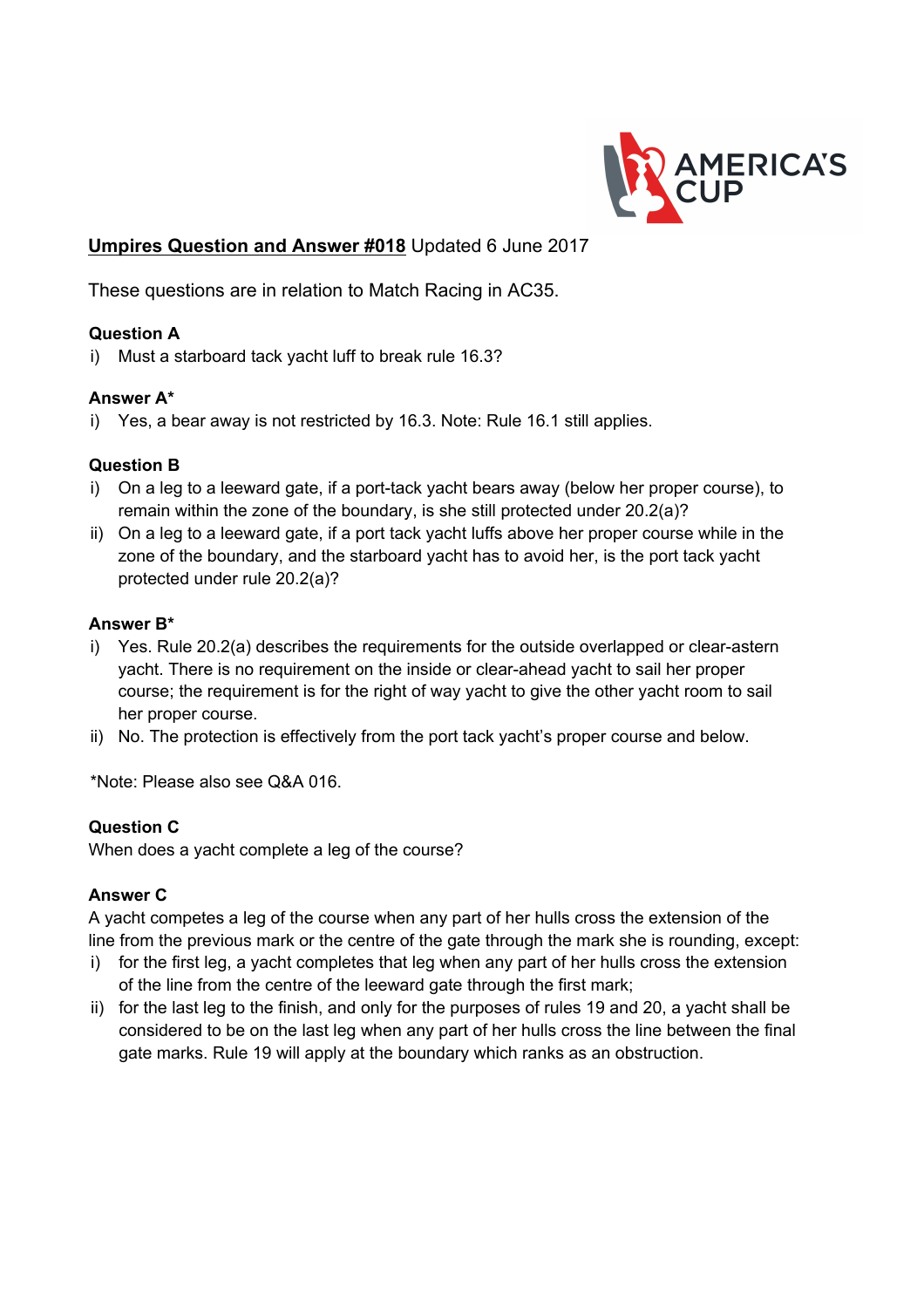**Umpires Question and Answer #018** Updated 6 June 2017

These questions are in relation to Match Racing in AC35.

**Question A**

i) Must a starboard tack yacht luff to break rule 16.3?

**Answer A***

i) Yes, a bear away is not restricted by 16.3. Note: Rule 16.1 still applies.

**Question B**

i) On a leg to a leeward gate, if a port-tack yacht bears away (below her proper course), to remain within the zone of the boundary, is she still protected under 20.2(a)?
ii) On a leg to a leeward gate, if a port tack yacht luffs above her proper course while in the zone of the boundary, and the starboard yacht has to avoid her, is the port tack yacht protected under rule 20.2(a)?

**Answer B***

i) Yes. Rule 20.2(a) describes the requirements for the outside overlapped or clear-astern yacht. There is no requirement on the inside or clear-ahead yacht to sail her proper course; the requirement is for the right of way yacht to give the other yacht room to sail her proper course.
ii) No. The protection is effectively from the port tack yacht's proper course and below.

*Note: Please also see Q&A 016.

**Question C**

When does a yacht complete a leg of the course?

**Answer C**

A yacht competes a leg of the course when any part of her hulls cross the extension of the line from the previous mark or the centre of the gate through the mark she is rounding, except:

i) for the first leg, a yacht completes that leg when any part of her hulls cross the extension of the line from the centre of the leeward gate through the first mark;
ii) for the last leg to the finish, and only for the purposes of rules 19 and 20, a yacht shall be considered to be on the last leg when any part of her hulls cross the line between the final gate marks. Rule 19 will apply at the boundary which ranks as an obstruction.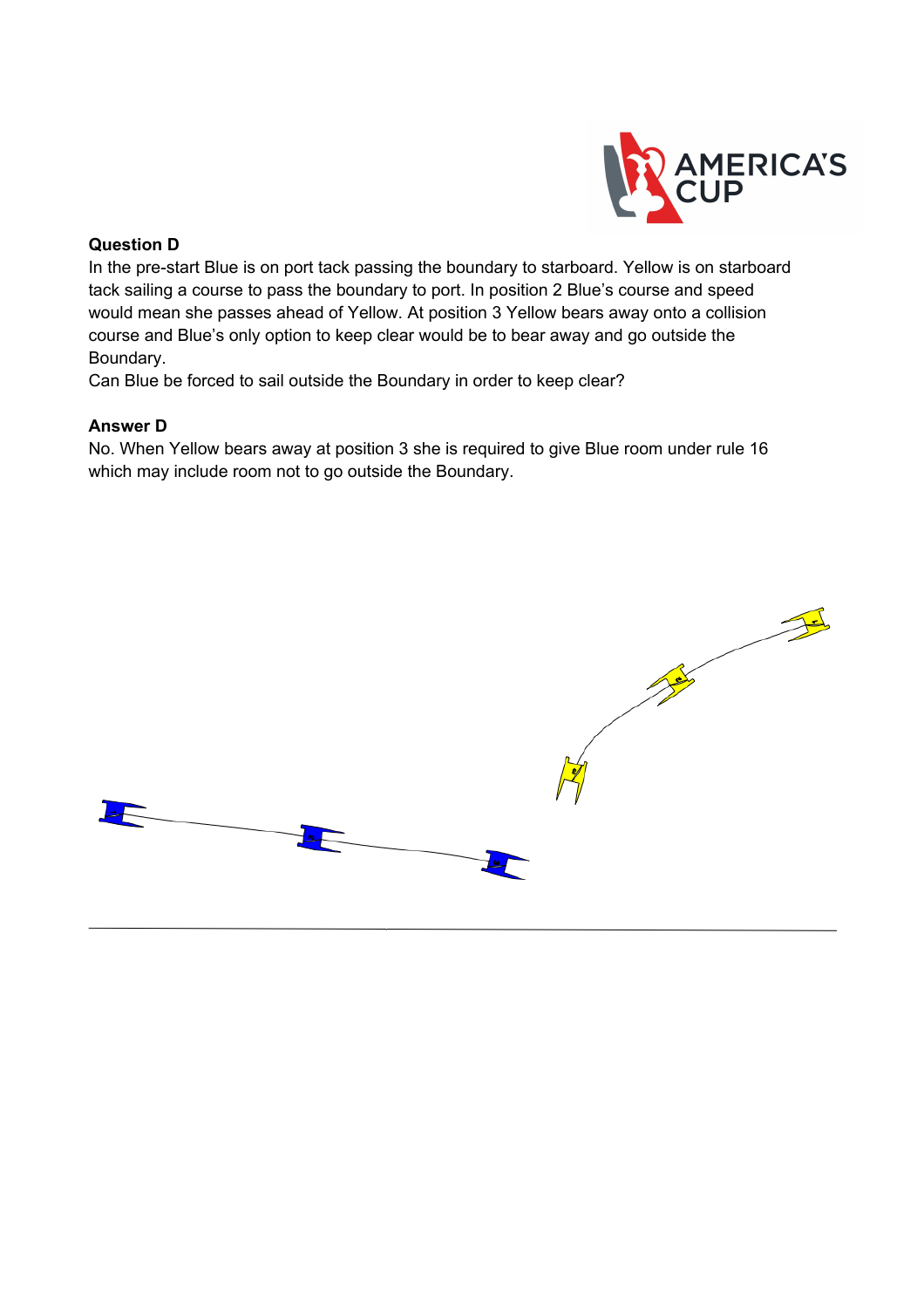**Question D**

In the pre-start Blue is on port tack passing the boundary to starboard. Yellow is on starboard tack sailing a course to pass the boundary to port. In position 2 Blue's course and speed would mean she passes ahead of Yellow. At position 3 Yellow bears away onto a collision course and Blue's only option to keep clear would be to bear away and go outside the Boundary.

Can Blue be forced to sail outside the Boundary in order to keep clear?

**Answer D**

No. When Yellow bears away at position 3 she is required to give Blue room under rule 16 which may include room not to go outside the Boundary.